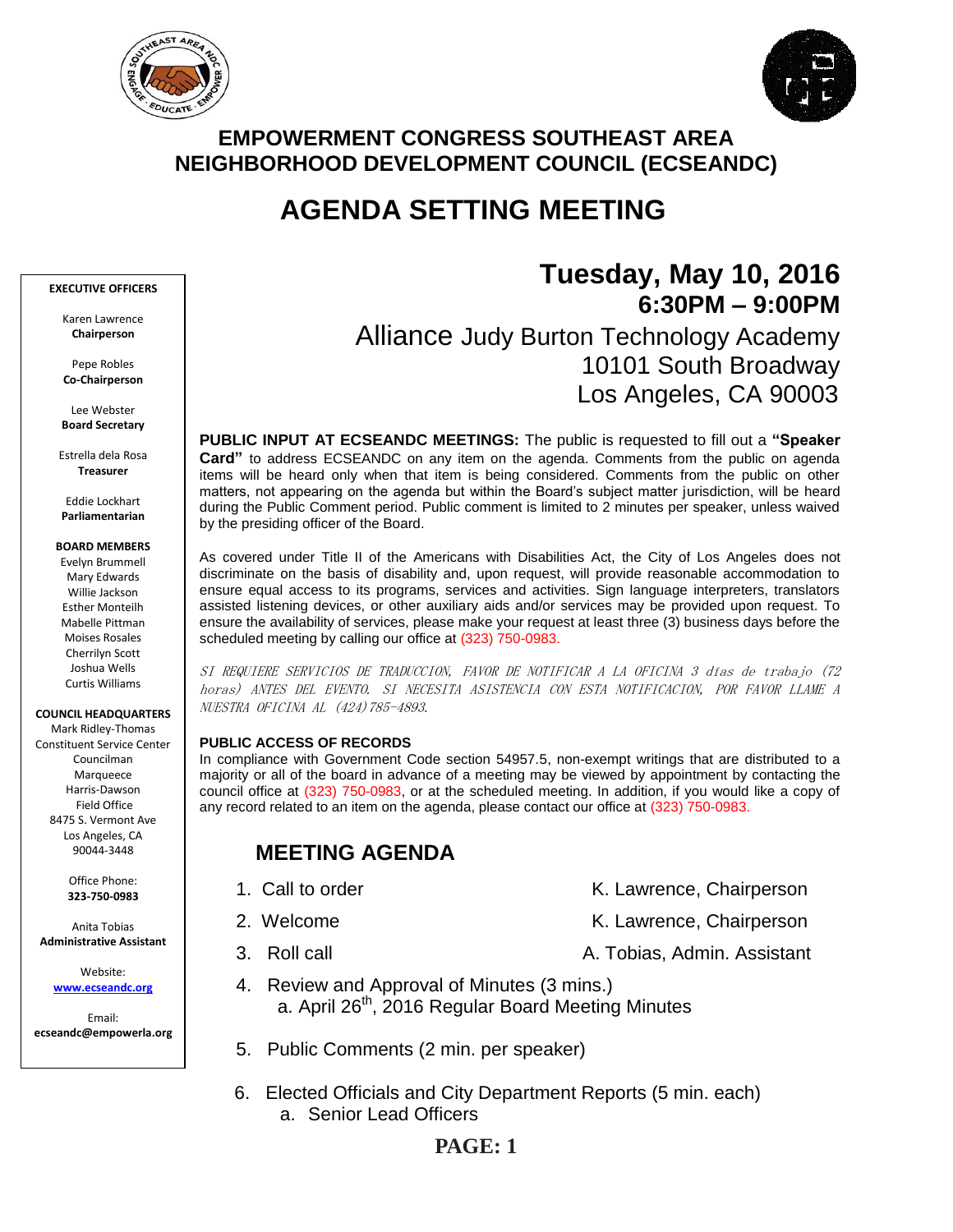# EMPOWERMENT CONGRESS SOUTHEAST AREA NEIGHBORHOOD DEVELOPMENT COUNCIL (ECSEANDC)

# AGENDA SETTING MEETING

**EXECUTIVE OFFICERS**

Karen Lawrence
**Chairperson**

Pepe Robles
**Co-Chairperson**

Lee Webster
**Board Secretary**

Estrella dela Rosa
**Treasurer**

Eddie Lockhart
**Parliamentarian**

**BOARD MEMBERS**
Evelyn Brummell
Mary Edwards
Willie Jackson
Esther Monteilh
Mabelle Pittman
Moises Rosales
Cherrilyn Scott
Joshua Wells
Curtis Williams

**COUNCIL HEADQUARTERS**
Mark Ridley-Thomas
Constituent Service Center
Councilman
Marqueece
Harris-Dawson
Field Office
8475 S. Vermont Ave
Los Angeles, CA
90044-3448

Office Phone:
**323-750-0983**

Anita Tobias
**Administrative Assistant**

Website:
**www.ecseandc.org**

Email:
**ecseandc@empowerla.org**

## Tuesday, May 10, 2016
### 6:30PM – 9:00PM

Alliance Judy Burton Technology Academy
10101 South Broadway
Los Angeles, CA 90003

**PUBLIC INPUT AT ECSEANDC MEETINGS:** The public is requested to fill out a **"Speaker Card"** to address ECSEANDC on any item on the agenda. Comments from the public on agenda items will be heard only when that item is being considered. Comments from the public on other matters, not appearing on the agenda but within the Board's subject matter jurisdiction, will be heard during the Public Comment period. Public comment is limited to 2 minutes per speaker, unless waived by the presiding officer of the Board.

As covered under Title II of the Americans with Disabilities Act, the City of Los Angeles does not discriminate on the basis of disability and, upon request, will provide reasonable accommodation to ensure equal access to its programs, services and activities. Sign language interpreters, translators assisted listening devices, or other auxiliary aids and/or services may be provided upon request. To ensure the availability of services, please make your request at least three (3) business days before the scheduled meeting by calling our office at (323) 750-0983.

*SI REQUIERE SERVICIOS DE TRADUCCION, FAVOR DE NOTIFICAR A LA OFICINA 3 días de trabajo (72 horas) ANTES DEL EVENTO. SI NECESITA ASISTENCIA CON ESTA NOTIFICACION, POR FAVOR LLAME A NUESTRA OFICINA AL (424)785-4893.*

**PUBLIC ACCESS OF RECORDS**
In compliance with Government Code section 54957.5, non-exempt writings that are distributed to a majority or all of the board in advance of a meeting may be viewed by appointment by contacting the council office at (323) 750-0983, or at the scheduled meeting. In addition, if you would like a copy of any record related to an item on the agenda, please contact our office at (323) 750-0983.

## MEETING AGENDA

1. Call to order — K. Lawrence, Chairperson
2. Welcome — K. Lawrence, Chairperson
3. Roll call — A. Tobias, Admin. Assistant
4. Review and Approval of Minutes (3 mins.)
   a. April 26th, 2016 Regular Board Meeting Minutes
5. Public Comments (2 min. per speaker)
6. Elected Officials and City Department Reports (5 min. each)
   a. Senior Lead Officers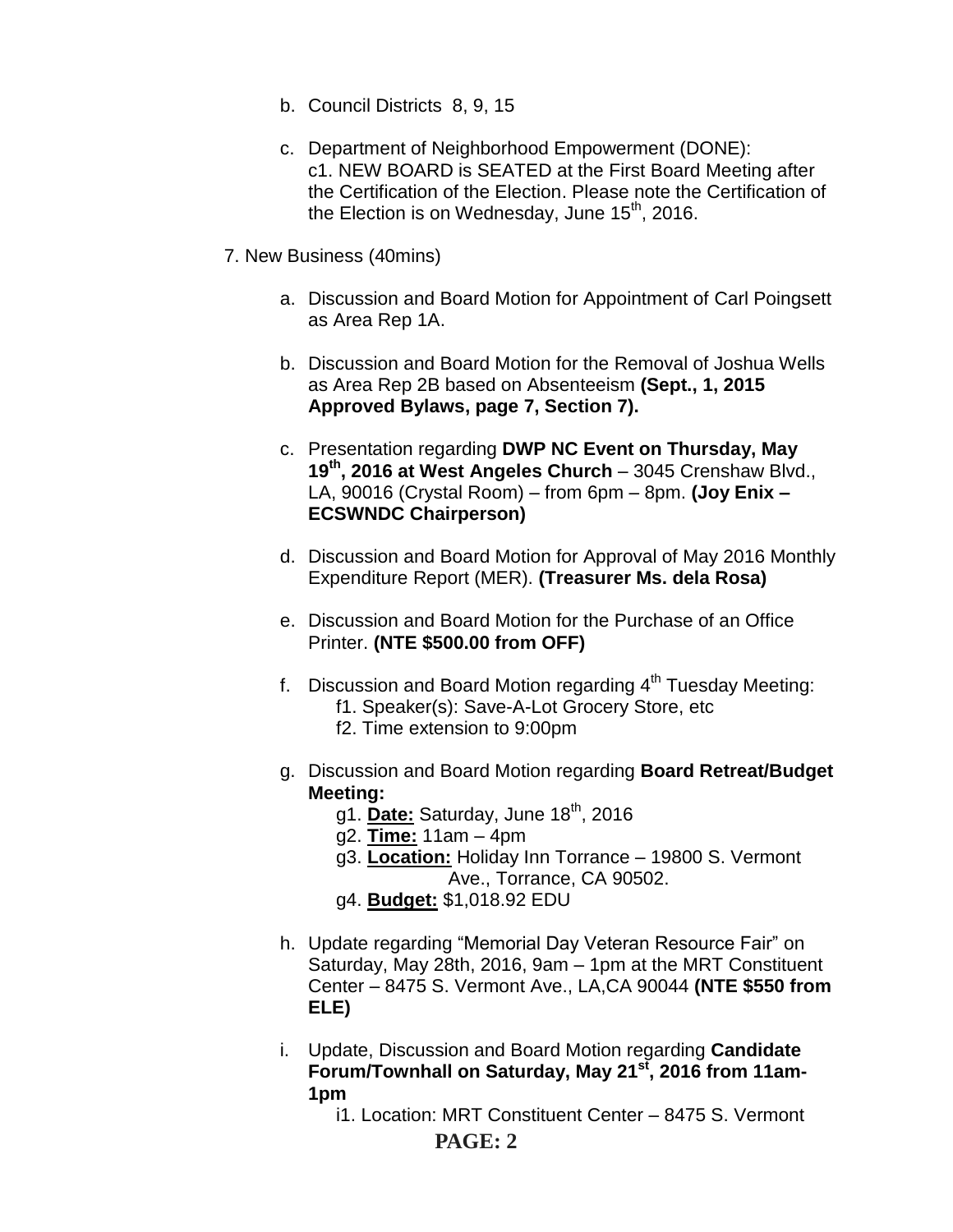b. Council Districts 8, 9, 15

c. Department of Neighborhood Empowerment (DONE):
   c1. NEW BOARD is SEATED at the First Board Meeting after the Certification of the Election. Please note the Certification of the Election is on Wednesday, June 15th, 2016.

7. New Business (40mins)

   a. Discussion and Board Motion for Appointment of Carl Poingsett as Area Rep 1A.

   b. Discussion and Board Motion for the Removal of Joshua Wells as Area Rep 2B based on Absenteeism **(Sept., 1, 2015 Approved Bylaws, page 7, Section 7).**

   c. Presentation regarding **DWP NC Event on Thursday, May 19th, 2016 at West Angeles Church** – 3045 Crenshaw Blvd., LA, 90016 (Crystal Room) – from 6pm – 8pm. **(Joy Enix – ECSWNDC Chairperson)**

   d. Discussion and Board Motion for Approval of May 2016 Monthly Expenditure Report (MER). **(Treasurer Ms. dela Rosa)**

   e. Discussion and Board Motion for the Purchase of an Office Printer. **(NTE $500.00 from OFF)**

   f. Discussion and Board Motion regarding 4th Tuesday Meeting:
      f1. Speaker(s): Save-A-Lot Grocery Store, etc
      f2. Time extension to 9:00pm

   g. Discussion and Board Motion regarding **Board Retreat/Budget Meeting:**
      g1. **Date:** Saturday, June 18th, 2016
      g2. **Time:** 11am – 4pm
      g3. **Location:** Holiday Inn Torrance – 19800 S. Vermont Ave., Torrance, CA 90502.
      g4. **Budget:** $1,018.92 EDU

   h. Update regarding "Memorial Day Veteran Resource Fair" on Saturday, May 28th, 2016, 9am – 1pm at the MRT Constituent Center – 8475 S. Vermont Ave., LA,CA 90044 **(NTE $550 from ELE)**

   i. Update, Discussion and Board Motion regarding **Candidate Forum/Townhall on Saturday, May 21st, 2016 from 11am-1pm**
      i1. Location: MRT Constituent Center – 8475 S. Vermont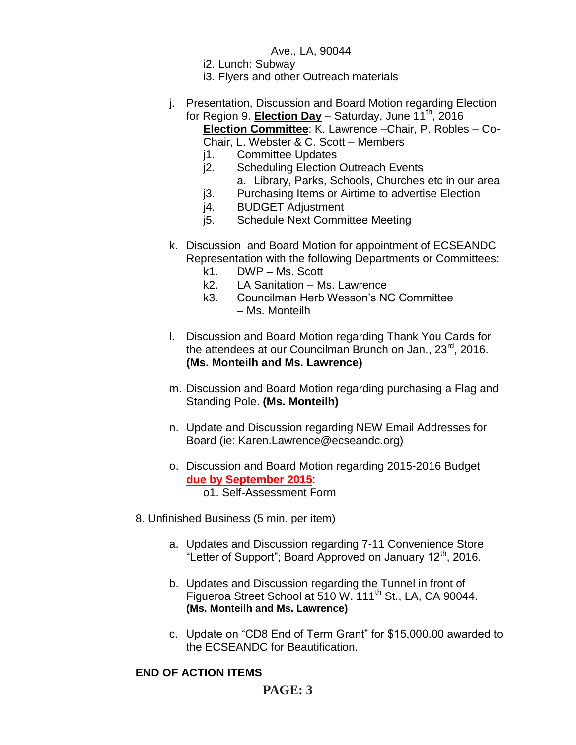Ave., LA, 90044

i2. Lunch: Subway
i3. Flyers and other Outreach materials

j. Presentation, Discussion and Board Motion regarding Election for Region 9. **Election Day** – Saturday, June 11th, 2016
   **Election Committee**: K. Lawrence –Chair, P. Robles – Co-Chair, L. Webster & C. Scott – Members
   - j1. Committee Updates
   - j2. Scheduling Election Outreach Events
     - a. Library, Parks, Schools, Churches etc in our area
   - j3. Purchasing Items or Airtime to advertise Election
   - j4. BUDGET Adjustment
   - j5. Schedule Next Committee Meeting

k. Discussion and Board Motion for appointment of ECSEANDC Representation with the following Departments or Committees:
   - k1. DWP – Ms. Scott
   - k2. LA Sanitation – Ms. Lawrence
   - k3. Councilman Herb Wesson's NC Committee – Ms. Monteilh

l. Discussion and Board Motion regarding Thank You Cards for the attendees at our Councilman Brunch on Jan., 23rd, 2016. **(Ms. Monteilh and Ms. Lawrence)**

m. Discussion and Board Motion regarding purchasing a Flag and Standing Pole. **(Ms. Monteilh)**

n. Update and Discussion regarding NEW Email Addresses for Board (ie: Karen.Lawrence@ecseandc.org)

o. Discussion and Board Motion regarding 2015-2016 Budget **due by September 2015**:
   - o1. Self-Assessment Form

8. Unfinished Business (5 min. per item)

   a. Updates and Discussion regarding 7-11 Convenience Store "Letter of Support"; Board Approved on January 12th, 2016.

   b. Updates and Discussion regarding the Tunnel in front of Figueroa Street School at 510 W. 111th St., LA, CA 90044. **(Ms. Monteilh and Ms. Lawrence)**

   c. Update on "CD8 End of Term Grant" for $15,000.00 awarded to the ECSEANDC for Beautification.

**END OF ACTION ITEMS**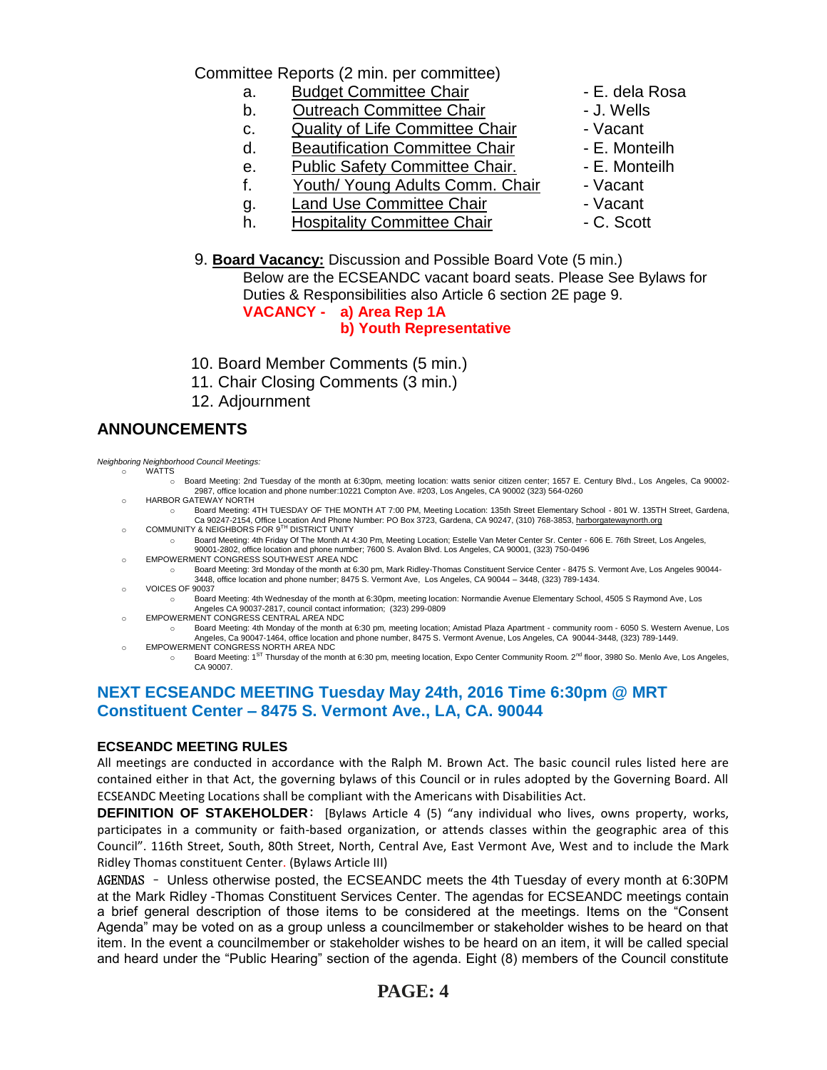Committee Reports (2 min. per committee)

a. Budget Committee Chair - E. dela Rosa
b. Outreach Committee Chair - J. Wells
c. Quality of Life Committee Chair - Vacant
d. Beautification Committee Chair - E. Monteilh
e. Public Safety Committee Chair. - E. Monteilh
f. Youth/ Young Adults Comm. Chair - Vacant
g. Land Use Committee Chair - Vacant
h. Hospitality Committee Chair - C. Scott

9. **Board Vacancy:** Discussion and Possible Board Vote (5 min.)
Below are the ECSEANDC vacant board seats. Please See Bylaws for Duties & Responsibilities also Article 6 section 2E page 9.
**VACANCY - a) Area Rep 1A**
**b) Youth Representative**

10. Board Member Comments (5 min.)
11. Chair Closing Comments (3 min.)
12. Adjournment

## ANNOUNCEMENTS

*Neighboring Neighborhood Council Meetings:*

- WATTS
  - Board Meeting: 2nd Tuesday of the month at 6:30pm, meeting location: watts senior citizen center; 1657 E. Century Blvd., Los Angeles, Ca 90002-2987, office location and phone number:10221 Compton Ave. #203, Los Angeles, CA 90002 (323) 564-0260
- HARBOR GATEWAY NORTH
  - Board Meeting: 4TH TUESDAY OF THE MONTH AT 7:00 PM, Meeting Location: 135th Street Elementary School - 801 W. 135TH Street, Gardena, Ca 90247-2154, Office Location And Phone Number: PO Box 3723, Gardena, CA 90247, (310) 768-3853, harborgatewaynorth.org
- COMMUNITY & NEIGHBORS FOR 9TH DISTRICT UNITY
  - Board Meeting: 4th Friday Of The Month At 4:30 Pm, Meeting Location; Estelle Van Meter Center Sr. Center - 606 E. 76th Street, Los Angeles, 90001-2802, office location and phone number; 7600 S. Avalon Blvd. Los Angeles, CA 90001, (323) 750-0496
- EMPOWERMENT CONGRESS SOUTHWEST AREA NDC
  - Board Meeting: 3rd Monday of the month at 6:30 pm, Mark Ridley-Thomas Constituent Service Center - 8475 S. Vermont Ave, Los Angeles 90044-3448, office location and phone number; 8475 S. Vermont Ave, Los Angeles, CA 90044 – 3448, (323) 789-1434.
- VOICES OF 90037
  - Board Meeting: 4th Wednesday of the month at 6:30pm, meeting location: Normandie Avenue Elementary School, 4505 S Raymond Ave, Los Angeles CA 90037-2817, council contact information; (323) 299-0809
- EMPOWERMENT CONGRESS CENTRAL AREA NDC
  - Board Meeting: 4th Monday of the month at 6:30 pm, meeting location; Amistad Plaza Apartment - community room - 6050 S. Western Avenue, Los Angeles, Ca 90047-1464, office location and phone number, 8475 S. Vermont Avenue, Los Angeles, CA 90044-3448, (323) 789-1449.
- EMPOWERMENT CONGRESS NORTH AREA NDC
  - Board Meeting: 1ST Thursday of the month at 6:30 pm, meeting location, Expo Center Community Room. 2nd floor, 3980 So. Menlo Ave, Los Angeles, CA 90007.

## NEXT ECSEANDC MEETING Tuesday May 24th, 2016 Time 6:30pm @ MRT Constituent Center – 8475 S. Vermont Ave., LA, CA. 90044

### ECSEANDC MEETING RULES

All meetings are conducted in accordance with the Ralph M. Brown Act. The basic council rules listed here are contained either in that Act, the governing bylaws of this Council or in rules adopted by the Governing Board. All ECSEANDC Meeting Locations shall be compliant with the Americans with Disabilities Act.

**DEFINITION OF STAKEHOLDER**: [Bylaws Article 4 (5) "any individual who lives, owns property, works, participates in a community or faith-based organization, or attends classes within the geographic area of this Council". 116th Street, South, 80th Street, North, Central Ave, East Vermont Ave, West and to include the Mark Ridley Thomas constituent Center. (Bylaws Article III)

AGENDAS – Unless otherwise posted, the ECSEANDC meets the 4th Tuesday of every month at 6:30PM at the Mark Ridley -Thomas Constituent Services Center. The agendas for ECSEANDC meetings contain a brief general description of those items to be considered at the meetings. Items on the "Consent Agenda" may be voted on as a group unless a councilmember or stakeholder wishes to be heard on that item. In the event a councilmember or stakeholder wishes to be heard on an item, it will be called special and heard under the "Public Hearing" section of the agenda. Eight (8) members of the Council constitute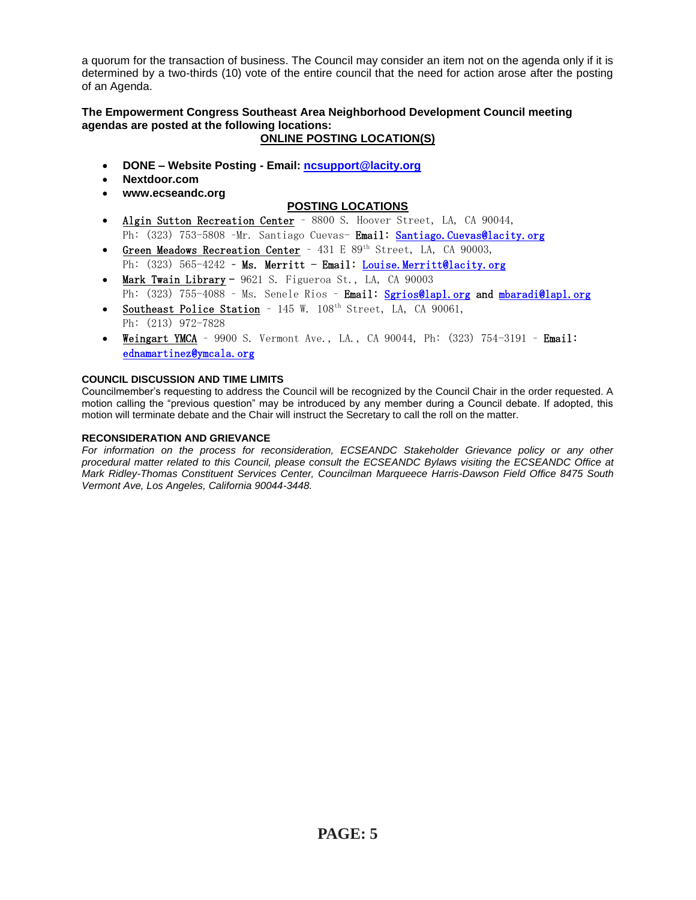a quorum for the transaction of business. The Council may consider an item not on the agenda only if it is determined by a two-thirds (10) vote of the entire council that the need for action arose after the posting of an Agenda.

**The Empowerment Congress Southeast Area Neighborhood Development Council meeting agendas are posted at the following locations:**

**ONLINE POSTING LOCATION(S)**

- **DONE – Website Posting - Email: ncsupport@lacity.org**
- **Nextdoor.com**
- **www.ecseandc.org**

**POSTING LOCATIONS**

- Algin Sutton Recreation Center – 8800 S. Hoover Street, LA, CA 90044, Ph: (323) 753-5808 -Mr. Santiago Cuevas- **Email:** Santiago.Cuevas@lacity.org
- Green Meadows Recreation Center – 431 E 89th Street, LA, CA 90003, Ph: (323) 565-4242 - **Ms. Merritt – Email:** Louise.Merritt@lacity.org
- Mark Twain Library – 9621 S. Figueroa St., LA, CA 90003 Ph: (323) 755-4088 – Ms. Senele Rios – **Email:** Sgrios@lapl.org **and** mbaradi@lapl.org
- Southeast Police Station – 145 W. 108th Street, LA, CA 90061, Ph: (213) 972-7828
- Weingart YMCA – 9900 S. Vermont Ave., LA., CA 90044, Ph: (323) 754-3191 – **Email:** ednamartinez@ymcala.org

**COUNCIL DISCUSSION AND TIME LIMITS**

Councilmember's requesting to address the Council will be recognized by the Council Chair in the order requested. A motion calling the "previous question" may be introduced by any member during a Council debate. If adopted, this motion will terminate debate and the Chair will instruct the Secretary to call the roll on the matter.

**RECONSIDERATION AND GRIEVANCE**

*For information on the process for reconsideration, ECSEANDC Stakeholder Grievance policy or any other procedural matter related to this Council, please consult the ECSEANDC Bylaws visiting the ECSEANDC Office at Mark Ridley-Thomas Constituent Services Center, Councilman Marqueece Harris-Dawson Field Office 8475 South Vermont Ave, Los Angeles, California 90044-3448.*